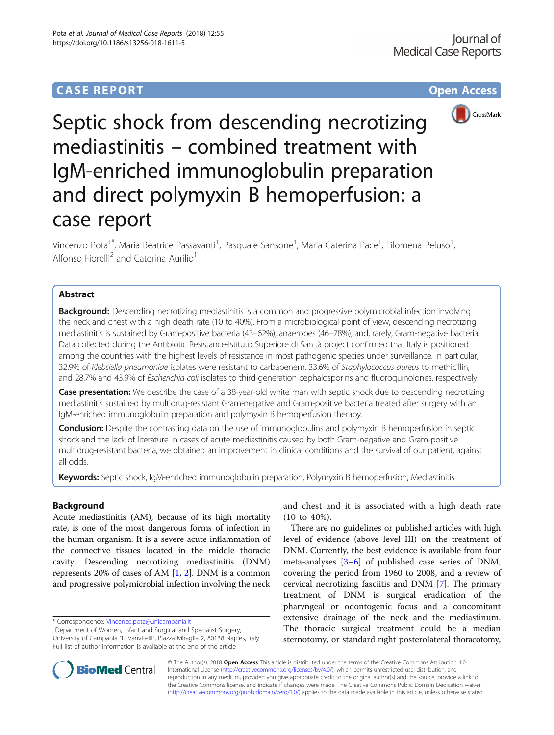CASE REPORT

Open Access

# Septic shock from descending necrotizing mediastinitis – combined treatment with IgM-enriched immunoglobulin preparation and direct polymyxin B hemoperfusion: a case report

Vincenzo Pota[1*], Maria Beatrice Passavanti[1], Pasquale Sansone[1], Maria Caterina Pace[1], Filomena Peluso[1], Alfonso Fiorelli[2] and Caterina Aurilio[1]

## Abstract

**Background:** Descending necrotizing mediastinitis is a common and progressive polymicrobial infection involving the neck and chest with a high death rate (10 to 40%). From a microbiological point of view, descending necrotizing mediastinitis is sustained by Gram-positive bacteria (43–62%), anaerobes (46–78%), and, rarely, Gram-negative bacteria. Data collected during the Antibiotic Resistance-Istituto Superiore di Sanità project confirmed that Italy is positioned among the countries with the highest levels of resistance in most pathogenic species under surveillance. In particular, 32.9% of *Klebsiella pneumoniae* isolates were resistant to carbapenem, 33.6% of *Staphylococcus aureus* to methicillin, and 28.7% and 43.9% of *Escherichia coli* isolates to third-generation cephalosporins and fluoroquinolones, respectively.

**Case presentation:** We describe the case of a 38-year-old white man with septic shock due to descending necrotizing mediastinitis sustained by multidrug-resistant Gram-negative and Gram-positive bacteria treated after surgery with an IgM-enriched immunoglobulin preparation and polymyxin B hemoperfusion therapy.

**Conclusion:** Despite the contrasting data on the use of immunoglobulins and polymyxin B hemoperfusion in septic shock and the lack of literature in cases of acute mediastinitis caused by both Gram-negative and Gram-positive multidrug-resistant bacteria, we obtained an improvement in clinical conditions and the survival of our patient, against all odds.

**Keywords:** Septic shock, IgM-enriched immunoglobulin preparation, Polymyxin B hemoperfusion, Mediastinitis

## Background

Acute mediastinitis (AM), because of its high mortality rate, is one of the most dangerous forms of infection in the human organism. It is a severe acute inflammation of the connective tissues located in the middle thoracic cavity. Descending necrotizing mediastinitis (DNM) represents 20% of cases of AM [1, 2]. DNM is a common and progressive polymicrobial infection involving the neck and chest and it is associated with a high death rate (10 to 40%).

There are no guidelines or published articles with high level of evidence (above level III) on the treatment of DNM. Currently, the best evidence is available from four meta-analyses [3–6] of published case series of DNM, covering the period from 1960 to 2008, and a review of cervical necrotizing fasciitis and DNM [7]. The primary treatment of DNM is surgical eradication of the pharyngeal or odontogenic focus and a concomitant extensive drainage of the neck and the mediastinum. The thoracic surgical treatment could be a median sternotomy, or standard right posterolateral thoracotomy,

\* Correspondence: Vincenzo.pota@unicampania.it
[1]Department of Women, Infant and Surgical and Specialist Surgery, University of Campania "L. Vanvitelli", Piazza Miraglia 2, 80138 Naples, Italy
Full list of author information is available at the end of the article

© The Author(s). 2018 **Open Access** This article is distributed under the terms of the Creative Commons Attribution 4.0 International License (http://creativecommons.org/licenses/by/4.0/), which permits unrestricted use, distribution, and reproduction in any medium, provided you give appropriate credit to the original author(s) and the source, provide a link to the Creative Commons license, and indicate if changes were made. The Creative Commons Public Domain Dedication waiver (http://creativecommons.org/publicdomain/zero/1.0/) applies to the data made available in this article, unless otherwise stated.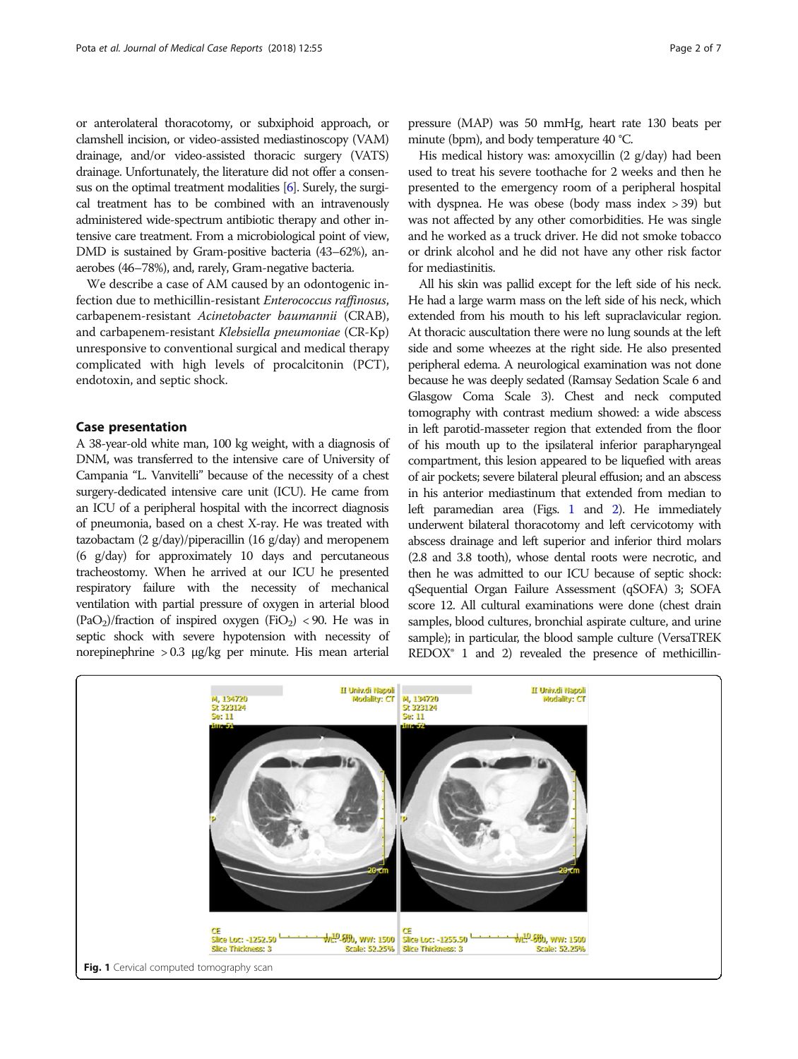or anterolateral thoracotomy, or subxiphoid approach, or clamshell incision, or video-assisted mediastinoscopy (VAM) drainage, and/or video-assisted thoracic surgery (VATS) drainage. Unfortunately, the literature did not offer a consensus on the optimal treatment modalities [6]. Surely, the surgical treatment has to be combined with an intravenously administered wide-spectrum antibiotic therapy and other intensive care treatment. From a microbiological point of view, DMD is sustained by Gram-positive bacteria (43–62%), anaerobes (46–78%), and, rarely, Gram-negative bacteria.

We describe a case of AM caused by an odontogenic infection due to methicillin-resistant *Enterococcus raffinosus*, carbapenem-resistant *Acinetobacter baumannii* (CRAB), and carbapenem-resistant *Klebsiella pneumoniae* (CR-Kp) unresponsive to conventional surgical and medical therapy complicated with high levels of procalcitonin (PCT), endotoxin, and septic shock.

## Case presentation

A 38-year-old white man, 100 kg weight, with a diagnosis of DNM, was transferred to the intensive care of University of Campania "L. Vanvitelli" because of the necessity of a chest surgery-dedicated intensive care unit (ICU). He came from an ICU of a peripheral hospital with the incorrect diagnosis of pneumonia, based on a chest X-ray. He was treated with tazobactam (2 g/day)/piperacillin (16 g/day) and meropenem (6 g/day) for approximately 10 days and percutaneous tracheostomy. When he arrived at our ICU he presented respiratory failure with the necessity of mechanical ventilation with partial pressure of oxygen in arterial blood ($PaO_2$)/fraction of inspired oxygen ($FiO_2$) < 90. He was in septic shock with severe hypotension with necessity of norepinephrine > 0.3 μg/kg per minute. His mean arterial pressure (MAP) was 50 mmHg, heart rate 130 beats per minute (bpm), and body temperature 40 °C.

His medical history was: amoxycillin (2 g/day) had been used to treat his severe toothache for 2 weeks and then he presented to the emergency room of a peripheral hospital with dyspnea. He was obese (body mass index > 39) but was not affected by any other comorbidities. He was single and he worked as a truck driver. He did not smoke tobacco or drink alcohol and he did not have any other risk factor for mediastinitis.

All his skin was pallid except for the left side of his neck. He had a large warm mass on the left side of his neck, which extended from his mouth to his left supraclavicular region. At thoracic auscultation there were no lung sounds at the left side and some wheezes at the right side. He also presented peripheral edema. A neurological examination was not done because he was deeply sedated (Ramsay Sedation Scale 6 and Glasgow Coma Scale 3). Chest and neck computed tomography with contrast medium showed: a wide abscess in left parotid-masseter region that extended from the floor of his mouth up to the ipsilateral inferior parapharyngeal compartment, this lesion appeared to be liquefied with areas of air pockets; severe bilateral pleural effusion; and an abscess in his anterior mediastinum that extended from median to left paramedian area (Figs. 1 and 2). He immediately underwent bilateral thoracotomy and left cervicotomy with abscess drainage and left superior and inferior third molars (2.8 and 3.8 tooth), whose dental roots were necrotic, and then he was admitted to our ICU because of septic shock: qSequential Organ Failure Assessment (qSOFA) 3; SOFA score 12. All cultural examinations were done (chest drain samples, blood cultures, bronchial aspirate culture, and urine sample); in particular, the blood sample culture (VersaTREK REDOX® 1 and 2) revealed the presence of methicillin-

Fig. 1 Cervical computed tomography scan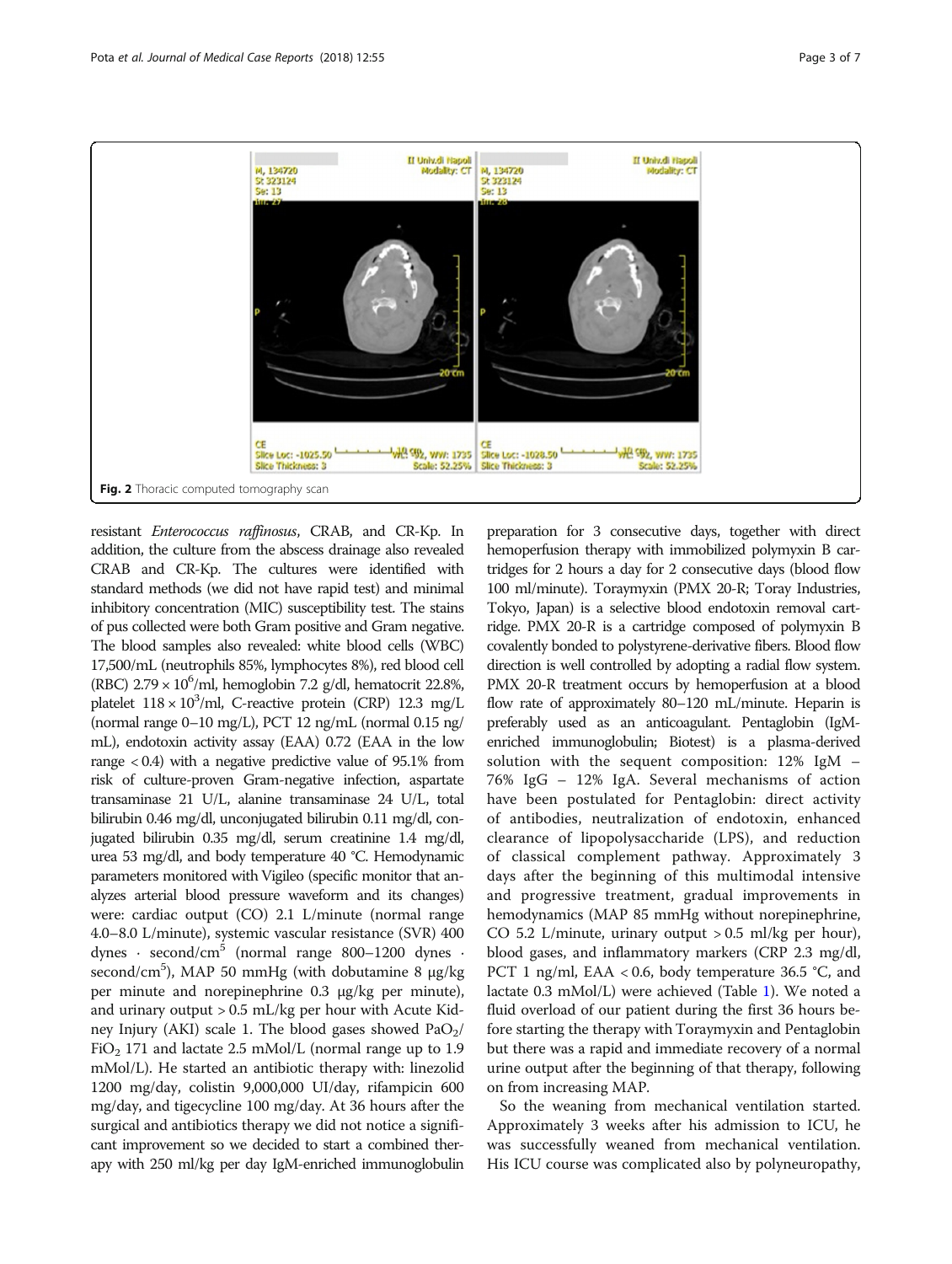Fig. 2 Thoracic computed tomography scan

resistant *Enterococcus raffinosus*, CRAB, and CR-Kp. In addition, the culture from the abscess drainage also revealed CRAB and CR-Kp. The cultures were identified with standard methods (we did not have rapid test) and minimal inhibitory concentration (MIC) susceptibility test. The stains of pus collected were both Gram positive and Gram negative. The blood samples also revealed: white blood cells (WBC) 17,500/mL (neutrophils 85%, lymphocytes 8%), red blood cell (RBC) $2.79 \times 10^6$/ml, hemoglobin 7.2 g/dl, hematocrit 22.8%, platelet $118 \times 10^3$/ml, C-reactive protein (CRP) 12.3 mg/L (normal range 0–10 mg/L), PCT 12 ng/mL (normal 0.15 ng/mL), endotoxin activity assay (EAA) 0.72 (EAA in the low range < 0.4) with a negative predictive value of 95.1% from risk of culture-proven Gram-negative infection, aspartate transaminase 21 U/L, alanine transaminase 24 U/L, total bilirubin 0.46 mg/dl, unconjugated bilirubin 0.11 mg/dl, conjugated bilirubin 0.35 mg/dl, serum creatinine 1.4 mg/dl, urea 53 mg/dl, and body temperature 40 °C. Hemodynamic parameters monitored with Vigileo (specific monitor that analyzes arterial blood pressure waveform and its changes) were: cardiac output (CO) 2.1 L/minute (normal range 4.0–8.0 L/minute), systemic vascular resistance (SVR) 400 dynes · second/cm$^5$ (normal range 800–1200 dynes · second/cm$^5$), MAP 50 mmHg (with dobutamine 8 μg/kg per minute and norepinephrine 0.3 μg/kg per minute), and urinary output > 0.5 mL/kg per hour with Acute Kidney Injury (AKI) scale 1. The blood gases showed $PaO_2$/$FiO_2$ 171 and lactate 2.5 mMol/L (normal range up to 1.9 mMol/L). He started an antibiotic therapy with: linezolid 1200 mg/day, colistin 9,000,000 UI/day, rifampicin 600 mg/day, and tigecycline 100 mg/day. At 36 hours after the surgical and antibiotics therapy we did not notice a significant improvement so we decided to start a combined therapy with 250 ml/kg per day IgM-enriched immunoglobulin preparation for 3 consecutive days, together with direct hemoperfusion therapy with immobilized polymyxin B cartridges for 2 hours a day for 2 consecutive days (blood flow 100 ml/minute). Toraymyxin (PMX 20-R; Toray Industries, Tokyo, Japan) is a selective blood endotoxin removal cartridge. PMX 20-R is a cartridge composed of polymyxin B covalently bonded to polystyrene-derivative fibers. Blood flow direction is well controlled by adopting a radial flow system. PMX 20-R treatment occurs by hemoperfusion at a blood flow rate of approximately 80–120 mL/minute. Heparin is preferably used as an anticoagulant. Pentaglobin (IgM-enriched immunoglobulin; Biotest) is a plasma-derived solution with the sequent composition: 12% IgM – 76% IgG – 12% IgA. Several mechanisms of action have been postulated for Pentaglobin: direct activity of antibodies, neutralization of endotoxin, enhanced clearance of lipopolysaccharide (LPS), and reduction of classical complement pathway. Approximately 3 days after the beginning of this multimodal intensive and progressive treatment, gradual improvements in hemodynamics (MAP 85 mmHg without norepinephrine, CO 5.2 L/minute, urinary output > 0.5 ml/kg per hour), blood gases, and inflammatory markers (CRP 2.3 mg/dl, PCT 1 ng/ml, EAA < 0.6, body temperature 36.5 °C, and lactate 0.3 mMol/L) were achieved (Table 1). We noted a fluid overload of our patient during the first 36 hours before starting the therapy with Toraymyxin and Pentaglobin but there was a rapid and immediate recovery of a normal urine output after the beginning of that therapy, following on from increasing MAP.

So the weaning from mechanical ventilation started. Approximately 3 weeks after his admission to ICU, he was successfully weaned from mechanical ventilation. His ICU course was complicated also by polyneuropathy,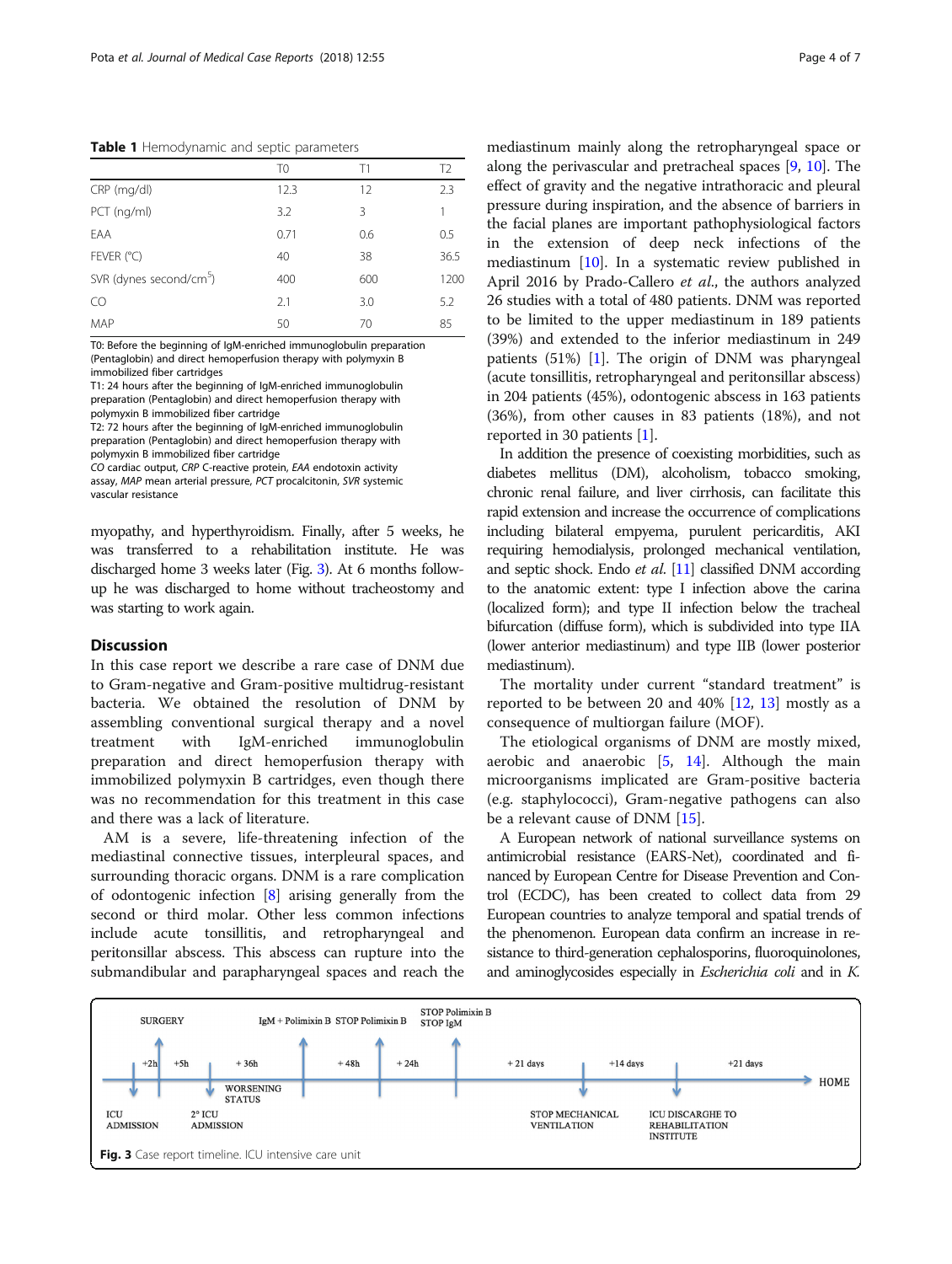**Table 1** Hemodynamic and septic parameters

| | T0 | T1 | T2 |
|---|---|---|---|
| CRP (mg/dl) | 12.3 | 12 | 2.3 |
| PCT (ng/ml) | 3.2 | 3 | 1 |
| EAA | 0.71 | 0.6 | 0.5 |
| FEVER (°C) | 40 | 38 | 36.5 |
| SVR (dynes second/cm$^5$) | 400 | 600 | 1200 |
| CO | 2.1 | 3.0 | 5.2 |
| MAP | 50 | 70 | 85 |

T0: Before the beginning of IgM-enriched immunoglobulin preparation (Pentaglobin) and direct hemoperfusion therapy with polymyxin B immobilized fiber cartridges
T1: 24 hours after the beginning of IgM-enriched immunoglobulin preparation (Pentaglobin) and direct hemoperfusion therapy with polymyxin B immobilized fiber cartridge
T2: 72 hours after the beginning of IgM-enriched immunoglobulin preparation (Pentaglobin) and direct hemoperfusion therapy with polymyxin B immobilized fiber cartridge
*CO* cardiac output, *CRP* C-reactive protein, *EAA* endotoxin activity assay, *MAP* mean arterial pressure, *PCT* procalcitonin, *SVR* systemic vascular resistance

myopathy, and hyperthyroidism. Finally, after 5 weeks, he was transferred to a rehabilitation institute. He was discharged home 3 weeks later (Fig. 3). At 6 months follow-up he was discharged to home without tracheostomy and was starting to work again.

## Discussion

In this case report we describe a rare case of DNM due to Gram-negative and Gram-positive multidrug-resistant bacteria. We obtained the resolution of DNM by assembling conventional surgical therapy and a novel treatment with IgM-enriched immunoglobulin preparation and direct hemoperfusion therapy with immobilized polymyxin B cartridges, even though there was no recommendation for this treatment in this case and there was a lack of literature.

AM is a severe, life-threatening infection of the mediastinal connective tissues, interpleural spaces, and surrounding thoracic organs. DNM is a rare complication of odontogenic infection [8] arising generally from the second or third molar. Other less common infections include acute tonsillitis, and retropharyngeal and peritonsillar abscess. This abscess can rupture into the submandibular and parapharyngeal spaces and reach the mediastinum mainly along the retropharyngeal space or along the perivascular and pretracheal spaces [9, 10]. The effect of gravity and the negative intrathoracic and pleural pressure during inspiration, and the absence of barriers in the facial planes are important pathophysiological factors in the extension of deep neck infections of the mediastinum [10]. In a systematic review published in April 2016 by Prado-Callero *et al.*, the authors analyzed 26 studies with a total of 480 patients. DNM was reported to be limited to the upper mediastinum in 189 patients (39%) and extended to the inferior mediastinum in 249 patients (51%) [1]. The origin of DNM was pharyngeal (acute tonsillitis, retropharyngeal and peritonsillar abscess) in 204 patients (45%), odontogenic abscess in 163 patients (36%), from other causes in 83 patients (18%), and not reported in 30 patients [1].

In addition the presence of coexisting morbidities, such as diabetes mellitus (DM), alcoholism, tobacco smoking, chronic renal failure, and liver cirrhosis, can facilitate this rapid extension and increase the occurrence of complications including bilateral empyema, purulent pericarditis, AKI requiring hemodialysis, prolonged mechanical ventilation, and septic shock. Endo *et al.* [11] classified DNM according to the anatomic extent: type I infection above the carina (localized form); and type II infection below the tracheal bifurcation (diffuse form), which is subdivided into type IIA (lower anterior mediastinum) and type IIB (lower posterior mediastinum).

The mortality under current "standard treatment" is reported to be between 20 and 40% [12, 13] mostly as a consequence of multiorgan failure (MOF).

The etiological organisms of DNM are mostly mixed, aerobic and anaerobic [5, 14]. Although the main microorganisms implicated are Gram-positive bacteria (e.g. staphylococci), Gram-negative pathogens can also be a relevant cause of DNM [15].

A European network of national surveillance systems on antimicrobial resistance (EARS-Net), coordinated and financed by European Centre for Disease Prevention and Control (ECDC), has been created to collect data from 29 European countries to analyze temporal and spatial trends of the phenomenon. European data confirm an increase in resistance to third-generation cephalosporins, fluoroquinolones, and aminoglycosides especially in *Escherichia coli* and in *K.*

SURGERY | IgM + Polimixin B | STOP Polimixin B | STOP Polimixin B STOP IgM
+2h | +5h | + 36h | + 48h | + 24h | + 21 days | +14 days | +21 days
ICU ADMISSION | 2° ICU ADMISSION | WORSENING STATUS | STOP MECHANICAL VENTILATION | ICU DISCARGHE TO REHABILITATION INSTITUTE | HOME

**Fig. 3** Case report timeline. ICU intensive care unit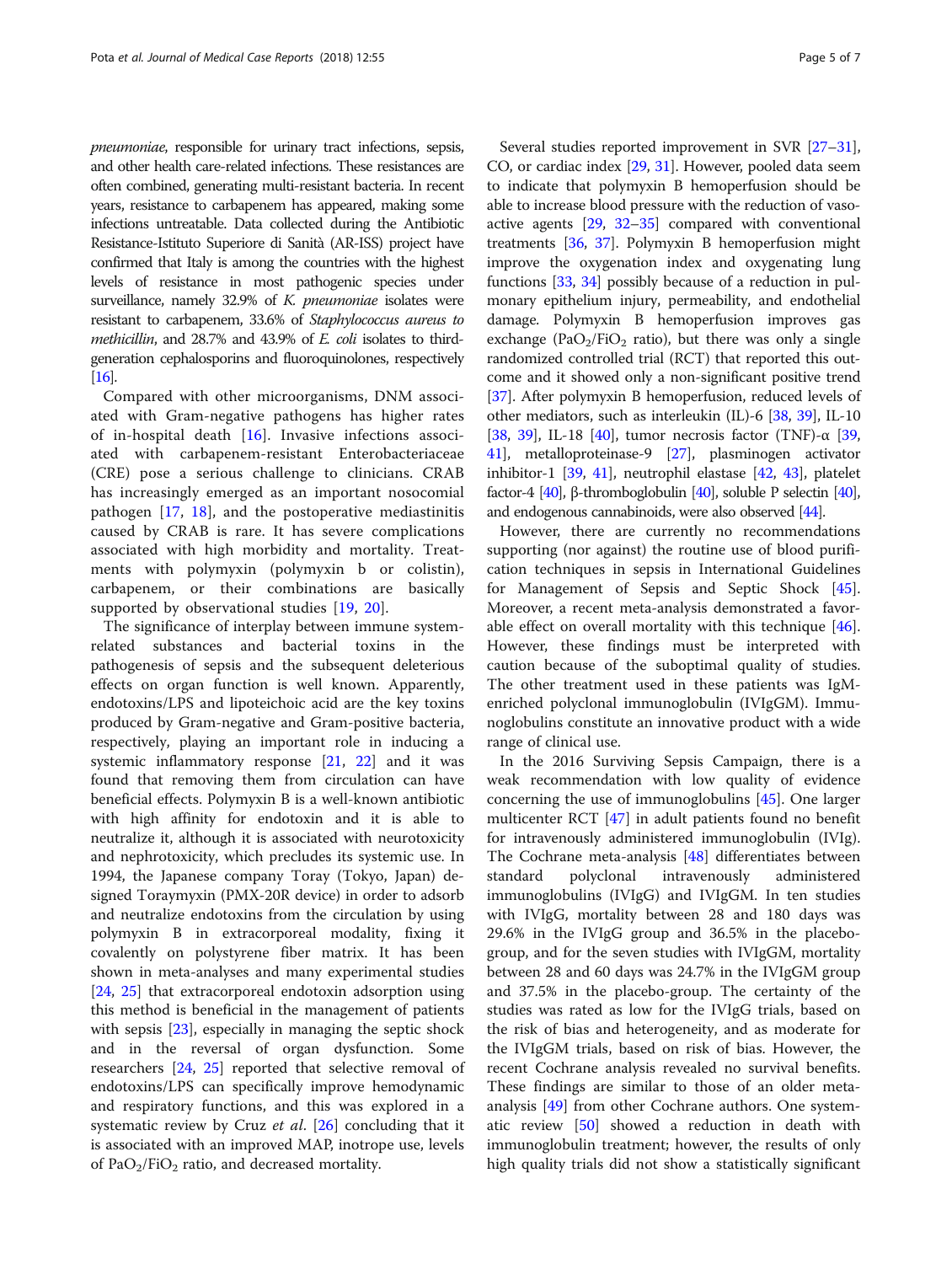*pneumoniae*, responsible for urinary tract infections, sepsis, and other health care-related infections. These resistances are often combined, generating multi-resistant bacteria. In recent years, resistance to carbapenem has appeared, making some infections untreatable. Data collected during the Antibiotic Resistance-Istituto Superiore di Sanità (AR-ISS) project have confirmed that Italy is among the countries with the highest levels of resistance in most pathogenic species under surveillance, namely 32.9% of *K. pneumoniae* isolates were resistant to carbapenem, 33.6% of *Staphylococcus aureus to methicillin*, and 28.7% and 43.9% of *E. coli* isolates to third-generation cephalosporins and fluoroquinolones, respectively [16].

Compared with other microorganisms, DNM associated with Gram-negative pathogens has higher rates of in-hospital death [16]. Invasive infections associated with carbapenem-resistant Enterobacteriaceae (CRE) pose a serious challenge to clinicians. CRAB has increasingly emerged as an important nosocomial pathogen [17, 18], and the postoperative mediastinitis caused by CRAB is rare. It has severe complications associated with high morbidity and mortality. Treatments with polymyxin (polymyxin b or colistin), carbapenem, or their combinations are basically supported by observational studies [19, 20].

The significance of interplay between immune system-related substances and bacterial toxins in the pathogenesis of sepsis and the subsequent deleterious effects on organ function is well known. Apparently, endotoxins/LPS and lipoteichoic acid are the key toxins produced by Gram-negative and Gram-positive bacteria, respectively, playing an important role in inducing a systemic inflammatory response [21, 22] and it was found that removing them from circulation can have beneficial effects. Polymyxin B is a well-known antibiotic with high affinity for endotoxin and it is able to neutralize it, although it is associated with neurotoxicity and nephrotoxicity, which precludes its systemic use. In 1994, the Japanese company Toray (Tokyo, Japan) designed Toraymyxin (PMX-20R device) in order to adsorb and neutralize endotoxins from the circulation by using polymyxin B in extracorporeal modality, fixing it covalently on polystyrene fiber matrix. It has been shown in meta-analyses and many experimental studies [24, 25] that extracorporeal endotoxin adsorption using this method is beneficial in the management of patients with sepsis [23], especially in managing the septic shock and in the reversal of organ dysfunction. Some researchers [24, 25] reported that selective removal of endotoxins/LPS can specifically improve hemodynamic and respiratory functions, and this was explored in a systematic review by Cruz *et al*. [26] concluding that it is associated with an improved MAP, inotrope use, levels of $PaO_2/FiO_2$ ratio, and decreased mortality.

Several studies reported improvement in SVR [27–31], CO, or cardiac index [29, 31]. However, pooled data seem to indicate that polymyxin B hemoperfusion should be able to increase blood pressure with the reduction of vasoactive agents [29, 32–35] compared with conventional treatments [36, 37]. Polymyxin B hemoperfusion might improve the oxygenation index and oxygenating lung functions [33, 34] possibly because of a reduction in pulmonary epithelium injury, permeability, and endothelial damage. Polymyxin B hemoperfusion improves gas exchange ($PaO_2/FiO_2$ ratio), but there was only a single randomized controlled trial (RCT) that reported this outcome and it showed only a non-significant positive trend [37]. After polymyxin B hemoperfusion, reduced levels of other mediators, such as interleukin (IL)-6 [38, 39], IL-10 [38, 39], IL-18 [40], tumor necrosis factor (TNF)-α [39, 41], metalloproteinase-9 [27], plasminogen activator inhibitor-1 [39, 41], neutrophil elastase [42, 43], platelet factor-4 [40], β-thromboglobulin [40], soluble P selectin [40], and endogenous cannabinoids, were also observed [44].

However, there are currently no recommendations supporting (nor against) the routine use of blood purification techniques in sepsis in International Guidelines for Management of Sepsis and Septic Shock [45]. Moreover, a recent meta-analysis demonstrated a favorable effect on overall mortality with this technique [46]. However, these findings must be interpreted with caution because of the suboptimal quality of studies. The other treatment used in these patients was IgM-enriched polyclonal immunoglobulin (IVIgGM). Immunoglobulins constitute an innovative product with a wide range of clinical use.

In the 2016 Surviving Sepsis Campaign, there is a weak recommendation with low quality of evidence concerning the use of immunoglobulins [45]. One larger multicenter RCT [47] in adult patients found no benefit for intravenously administered immunoglobulin (IVIg). The Cochrane meta-analysis [48] differentiates between standard polyclonal intravenously administered immunoglobulins (IVIgG) and IVIgGM. In ten studies with IVIgG, mortality between 28 and 180 days was 29.6% in the IVIgG group and 36.5% in the placebo-group, and for the seven studies with IVIgGM, mortality between 28 and 60 days was 24.7% in the IVIgGM group and 37.5% in the placebo-group. The certainty of the studies was rated as low for the IVIgG trials, based on the risk of bias and heterogeneity, and as moderate for the IVIgGM trials, based on risk of bias. However, the recent Cochrane analysis revealed no survival benefits. These findings are similar to those of an older meta-analysis [49] from other Cochrane authors. One systematic review [50] showed a reduction in death with immunoglobulin treatment; however, the results of only high quality trials did not show a statistically significant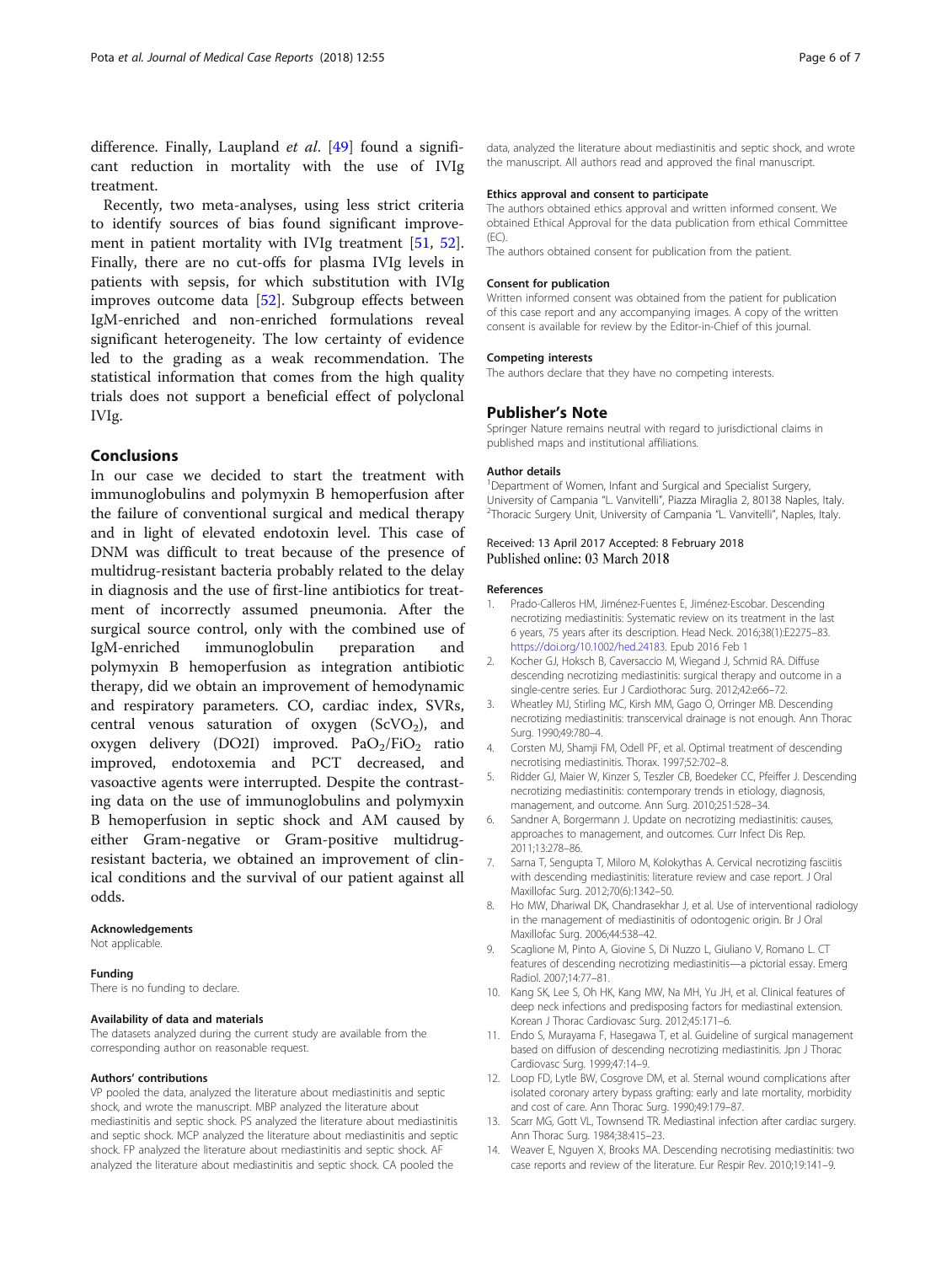difference. Finally, Laupland *et al*. [49] found a significant reduction in mortality with the use of IVIg treatment.

Recently, two meta-analyses, using less strict criteria to identify sources of bias found significant improvement in patient mortality with IVIg treatment [51, 52]. Finally, there are no cut-offs for plasma IVIg levels in patients with sepsis, for which substitution with IVIg improves outcome data [52]. Subgroup effects between IgM-enriched and non-enriched formulations reveal significant heterogeneity. The low certainty of evidence led to the grading as a weak recommendation. The statistical information that comes from the high quality trials does not support a beneficial effect of polyclonal IVIg.

## Conclusions

In our case we decided to start the treatment with immunoglobulins and polymyxin B hemoperfusion after the failure of conventional surgical and medical therapy and in light of elevated endotoxin level. This case of DNM was difficult to treat because of the presence of multidrug-resistant bacteria probably related to the delay in diagnosis and the use of first-line antibiotics for treatment of incorrectly assumed pneumonia. After the surgical source control, only with the combined use of IgM-enriched immunoglobulin preparation and polymyxin B hemoperfusion as integration antibiotic therapy, did we obtain an improvement of hemodynamic and respiratory parameters. CO, cardiac index, SVRs, central venous saturation of oxygen ($ScVO_2$), and oxygen delivery (DO2I) improved. $PaO_2/FiO_2$ ratio improved, endotoxemia and PCT decreased, and vasoactive agents were interrupted. Despite the contrasting data on the use of immunoglobulins and polymyxin B hemoperfusion in septic shock and AM caused by either Gram-negative or Gram-positive multidrug-resistant bacteria, we obtained an improvement of clinical conditions and the survival of our patient against all odds.

#### Acknowledgements

Not applicable.

#### Funding

There is no funding to declare.

#### Availability of data and materials

The datasets analyzed during the current study are available from the corresponding author on reasonable request.

#### Authors' contributions

VP pooled the data, analyzed the literature about mediastinitis and septic shock, and wrote the manuscript. MBP analyzed the literature about mediastinitis and septic shock. PS analyzed the literature about mediastinitis and septic shock. MCP analyzed the literature about mediastinitis and septic shock. FP analyzed the literature about mediastinitis and septic shock. AF analyzed the literature about mediastinitis and septic shock. CA pooled the data, analyzed the literature about mediastinitis and septic shock, and wrote the manuscript. All authors read and approved the final manuscript.

#### Ethics approval and consent to participate

The authors obtained ethics approval and written informed consent. We obtained Ethical Approval for the data publication from ethical Committee (EC).

The authors obtained consent for publication from the patient.

#### Consent for publication

Written informed consent was obtained from the patient for publication of this case report and any accompanying images. A copy of the written consent is available for review by the Editor-in-Chief of this journal.

#### Competing interests

The authors declare that they have no competing interests.

## Publisher's Note

Springer Nature remains neutral with regard to jurisdictional claims in published maps and institutional affiliations.

#### Author details

[1]Department of Women, Infant and Surgical and Specialist Surgery, University of Campania "L. Vanvitelli", Piazza Miraglia 2, 80138 Naples, Italy. [2]Thoracic Surgery Unit, University of Campania "L. Vanvitelli", Naples, Italy.

Received: 13 April 2017 Accepted: 8 February 2018
Published online: 03 March 2018

#### References

1. Prado-Calleros HM, Jiménez-Fuentes E, Jiménez-Escobar. Descending necrotizing mediastinitis: Systematic review on its treatment in the last 6 years, 75 years after its description. Head Neck. 2016;38(1):E2275–83. https://doi.org/10.1002/hed.24183. Epub 2016 Feb 1
2. Kocher GJ, Hoksch B, Caversaccio M, Wiegand J, Schmid RA. Diffuse descending necrotizing mediastinitis: surgical therapy and outcome in a single-centre series. Eur J Cardiothorac Surg. 2012;42:e66–72.
3. Wheatley MJ, Stirling MC, Kirsh MM, Gago O, Orringer MB. Descending necrotizing mediastinitis: transcervical drainage is not enough. Ann Thorac Surg. 1990;49:780–4.
4. Corsten MJ, Shamji FM, Odell PF, et al. Optimal treatment of descending necrotising mediastinitis. Thorax. 1997;52:702–8.
5. Ridder GJ, Maier W, Kinzer S, Teszler CB, Boedeker CC, Pfeiffer J. Descending necrotizing mediastinitis: contemporary trends in etiology, diagnosis, management, and outcome. Ann Surg. 2010;251:528–34.
6. Sandner A, Borgermann J. Update on necrotizing mediastinitis: causes, approaches to management, and outcomes. Curr Infect Dis Rep. 2011;13:278–86.
7. Sarna T, Sengupta T, Miloro M, Kolokythas A. Cervical necrotizing fasciitis with descending mediastinitis: literature review and case report. J Oral Maxillofac Surg. 2012;70(6):1342–50.
8. Ho MW, Dhariwal DK, Chandrasekhar J, et al. Use of interventional radiology in the management of mediastinitis of odontogenic origin. Br J Oral Maxillofac Surg. 2006;44:538–42.
9. Scaglione M, Pinto A, Giovine S, Di Nuzzo L, Giuliano V, Romano L. CT features of descending necrotizing mediastinitis—a pictorial essay. Emerg Radiol. 2007;14:77–81.
10. Kang SK, Lee S, Oh HK, Kang MW, Na MH, Yu JH, et al. Clinical features of deep neck infections and predisposing factors for mediastinal extension. Korean J Thorac Cardiovasc Surg. 2012;45:171–6.
11. Endo S, Murayama F, Hasegawa T, et al. Guideline of surgical management based on diffusion of descending necrotizing mediastinitis. Jpn J Thorac Cardiovasc Surg. 1999;47:14–9.
12. Loop FD, Lytle BW, Cosgrove DM, et al. Sternal wound complications after isolated coronary artery bypass grafting: early and late mortality, morbidity and cost of care. Ann Thorac Surg. 1990;49:179–87.
13. Scarr MG, Gott VL, Townsend TR. Mediastinal infection after cardiac surgery. Ann Thorac Surg. 1984;38:415–23.
14. Weaver E, Nguyen X, Brooks MA. Descending necrotising mediastinitis: two case reports and review of the literature. Eur Respir Rev. 2010;19:141–9.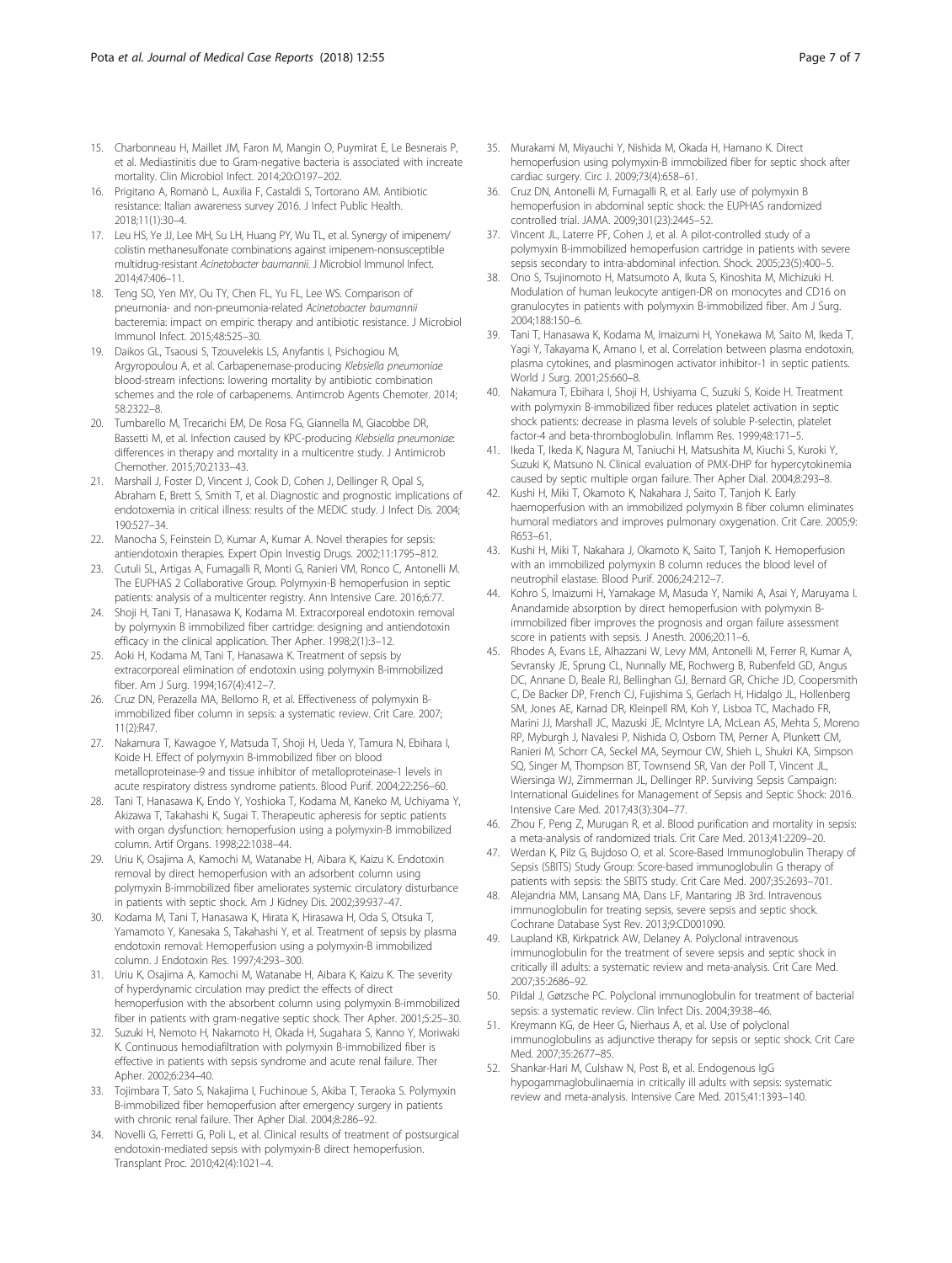15. Charbonneau H, Maillet JM, Faron M, Mangin O, Puymirat E, Le Besnerais P, et al. Mediastinitis due to Gram-negative bacteria is associated with increate mortality. Clin Microbiol Infect. 2014;20:O197–202.
16. Prigitano A, Romanò L, Auxilia F, Castaldi S, Tortorano AM. Antibiotic resistance: Italian awareness survey 2016. J Infect Public Health. 2018;11(1):30–4.
17. Leu HS, Ye JJ, Lee MH, Su LH, Huang PY, Wu TL, et al. Synergy of imipenem/ colistin methanesulfonate combinations against imipenem-nonsusceptible multidrug-resistant *Acinetobacter baumannii*. J Microbiol Immunol Infect. 2014;47:406–11.
18. Teng SO, Yen MY, Ou TY, Chen FL, Yu FL, Lee WS. Comparison of pneumonia- and non-pneumonia-related *Acinetobacter baumannii* bacteremia: impact on empiric therapy and antibiotic resistance. J Microbiol Immunol Infect. 2015;48:525–30.
19. Daikos GL, Tsaousi S, Tzouvelekis LS, Anyfantis I, Psichogiou M, Argyropoulou A, et al. Carbapenemase-producing *Klebsiella pneumoniae* blood-stream infections: lowering mortality by antibiotic combination schemes and the role of carbapenems. Antimcrob Agents Chemoter. 2014; 58:2322–8.
20. Tumbarello M, Trecarichi EM, De Rosa FG, Giannella M, Giacobbe DR, Bassetti M, et al. Infection caused by KPC-producing *Klebsiella pneumoniae*: differences in therapy and mortality in a multicentre study. J Antimicrob Chemother. 2015;70:2133–43.
21. Marshall J, Foster D, Vincent J, Cook D, Cohen J, Dellinger R, Opal S, Abraham E, Brett S, Smith T, et al. Diagnostic and prognostic implications of endotoxemia in critical illness: results of the MEDIC study. J Infect Dis. 2004; 190:527–34.
22. Manocha S, Feinstein D, Kumar A, Kumar A. Novel therapies for sepsis: antiendotoxin therapies. Expert Opin Investig Drugs. 2002;11:1795–812.
23. Cutuli SL, Artigas A, Fumagalli R, Monti G, Ranieri VM, Ronco C, Antonelli M. The EUPHAS 2 Collaborative Group. Polymyxin-B hemoperfusion in septic patients: analysis of a multicenter registry. Ann Intensive Care. 2016;6:77.
24. Shoji H, Tani T, Hanasawa K, Kodama M. Extracorporeal endotoxin removal by polymyxin B immobilized fiber cartridge: designing and antiendotoxin efficacy in the clinical application. Ther Apher. 1998;2(1):3–12.
25. Aoki H, Kodama M, Tani T, Hanasawa K. Treatment of sepsis by extracorporeal elimination of endotoxin using polymyxin B-immobilized fiber. Am J Surg. 1994;167(4):412–7.
26. Cruz DN, Perazella MA, Bellomo R, et al. Effectiveness of polymyxin B-immobilized fiber column in sepsis: a systematic review. Crit Care. 2007; 11(2):R47.
27. Nakamura T, Kawagoe Y, Matsuda T, Shoji H, Ueda Y, Tamura N, Ebihara I, Koide H. Effect of polymyxin B-immobilized fiber on blood metalloproteinase-9 and tissue inhibitor of metalloproteinase-1 levels in acute respiratory distress syndrome patients. Blood Purif. 2004;22:256–60.
28. Tani T, Hanasawa K, Endo Y, Yoshioka T, Kodama M, Kaneko M, Uchiyama Y, Akizawa T, Takahashi K, Sugai T. Therapeutic apheresis for septic patients with organ dysfunction: hemoperfusion using a polymyxin-B immobilized column. Artif Organs. 1998;22:1038–44.
29. Uriu K, Osajima A, Kamochi M, Watanabe H, Aibara K, Kaizu K. Endotoxin removal by direct hemoperfusion with an adsorbent column using polymyxin B-immobilized fiber ameliorates systemic circulatory disturbance in patients with septic shock. Am J Kidney Dis. 2002;39:937–47.
30. Kodama M, Tani T, Hanasawa K, Hirata K, Hirasawa H, Oda S, Otsuka T, Yamamoto Y, Kanesaka S, Takahashi Y, et al. Treatment of sepsis by plasma endotoxin removal: Hemoperfusion using a polymyxin-B immobilized column. J Endotoxin Res. 1997;4:293–300.
31. Uriu K, Osajima A, Kamochi M, Watanabe H, Aibara K, Kaizu K. The severity of hyperdynamic circulation may predict the effects of direct hemoperfusion with the absorbent column using polymyxin B-immobilized fiber in patients with gram-negative septic shock. Ther Apher. 2001;5:25–30.
32. Suzuki H, Nemoto H, Nakamoto H, Okada H, Sugahara S, Kanno Y, Moriwaki K. Continuous hemodiafiltration with polymyxin B-immobilized fiber is effective in patients with sepsis syndrome and acute renal failure. Ther Apher. 2002;6:234–40.
33. Tojimbara T, Sato S, Nakajima I, Fuchinoue S, Akiba T, Teraoka S. Polymyxin B-immobilized fiber hemoperfusion after emergency surgery in patients with chronic renal failure. Ther Apher Dial. 2004;8:286–92.
34. Novelli G, Ferretti G, Poli L, et al. Clinical results of treatment of postsurgical endotoxin-mediated sepsis with polymyxin-B direct hemoperfusion. Transplant Proc. 2010;42(4):1021–4.
35. Murakami M, Miyauchi Y, Nishida M, Okada H, Hamano K. Direct hemoperfusion using polymyxin-B immobilized fiber for septic shock after cardiac surgery. Circ J. 2009;73(4):658–61.
36. Cruz DN, Antonelli M, Fumagalli R, et al. Early use of polymyxin B hemoperfusion in abdominal septic shock: the EUPHAS randomized controlled trial. JAMA. 2009;301(23):2445–52.
37. Vincent JL, Laterre PF, Cohen J, et al. A pilot-controlled study of a polymyxin B-immobilized hemoperfusion cartridge in patients with severe sepsis secondary to intra-abdominal infection. Shock. 2005;23(5):400–5.
38. Ono S, Tsujinomoto H, Matsumoto A, Ikuta S, Kinoshita M, Michizuki H. Modulation of human leukocyte antigen-DR on monocytes and CD16 on granulocytes in patients with polymyxin B-immobilized fiber. Am J Surg. 2004;188:150–6.
39. Tani T, Hanasawa K, Kodama M, Imaizumi H, Yonekawa M, Saito M, Ikeda T, Yagi Y, Takayama K, Amano I, et al. Correlation between plasma endotoxin, plasma cytokines, and plasminogen activator inhibitor-1 in septic patients. World J Surg. 2001;25:660–8.
40. Nakamura T, Ebihara I, Shoji H, Ushiyama C, Suzuki S, Koide H. Treatment with polymyxin B-immobilized fiber reduces platelet activation in septic shock patients: decrease in plasma levels of soluble P-selectin, platelet factor-4 and beta-thromboglobulin. Inflamm Res. 1999;48:171–5.
41. Ikeda T, Ikeda K, Nagura M, Taniuchi H, Matsushita M, Kiuchi S, Kuroki Y, Suzuki K, Matsuno N. Clinical evaluation of PMX-DHP for hypercytokinemia caused by septic multiple organ failure. Ther Apher Dial. 2004;8:293–8.
42. Kushi H, Miki T, Okamoto K, Nakahara J, Saito T, Tanjoh K. Early haemoperfusion with an immobilized polymyxin B fiber column eliminates humoral mediators and improves pulmonary oxygenation. Crit Care. 2005;9: R653–61.
43. Kushi H, Miki T, Nakahara J, Okamoto K, Saito T, Tanjoh K. Hemoperfusion with an immobilized polymyxin B column reduces the blood level of neutrophil elastase. Blood Purif. 2006;24:212–7.
44. Kohro S, Imaizumi H, Yamakage M, Masuda Y, Namiki A, Asai Y, Maruyama I. Anandamide absorption by direct hemoperfusion with polymyxin B-immobilized fiber improves the prognosis and organ failure assessment score in patients with sepsis. J Anesth. 2006;20:11–6.
45. Rhodes A, Evans LE, Alhazzani W, Levy MM, Antonelli M, Ferrer R, Kumar A, Sevransky JE, Sprung CL, Nunnally ME, Rochwerg B, Rubenfeld GD, Angus DC, Annane D, Beale RJ, Bellinghan GJ, Bernard GR, Chiche JD, Coopersmith C, De Backer DP, French CJ, Fujishima S, Gerlach H, Hidalgo JL, Hollenberg SM, Jones AE, Karnad DR, Kleinpell RM, Koh Y, Lisboa TC, Machado FR, Marini JJ, Marshall JC, Mazuski JE, McIntyre LA, McLean AS, Mehta S, Moreno RP, Myburgh J, Navalesi P, Nishida O, Osborn TM, Perner A, Plunkett CM, Ranieri M, Schorr CA, Seckel MA, Seymour CW, Shieh L, Shukri KA, Simpson SQ, Singer M, Thompson BT, Townsend SR, Van der Poll T, Vincent JL, Wiersinga WJ, Zimmerman JL, Dellinger RP. Surviving Sepsis Campaign: International Guidelines for Management of Sepsis and Septic Shock: 2016. Intensive Care Med. 2017;43(3):304–77.
46. Zhou F, Peng Z, Murugan R, et al. Blood purification and mortality in sepsis: a meta-analysis of randomized trials. Crit Care Med. 2013;41:2209–20.
47. Werdan K, Pilz G, Bujdoso O, et al. Score-Based Immunoglobulin Therapy of Sepsis (SBITS) Study Group: Score-based immunoglobulin G therapy of patients with sepsis: the SBITS study. Crit Care Med. 2007;35:2693–701.
48. Alejandria MM, Lansang MA, Dans LF, Mantaring JB 3rd. Intravenous immunoglobulin for treating sepsis, severe sepsis and septic shock. Cochrane Database Syst Rev. 2013;9:CD001090.
49. Laupland KB, Kirkpatrick AW, Delaney A. Polyclonal intravenous immunoglobulin for the treatment of severe sepsis and septic shock in critically ill adults: a systematic review and meta-analysis. Crit Care Med. 2007;35:2686–92.
50. Pildal J, Gøtzsche PC. Polyclonal immunoglobulin for treatment of bacterial sepsis: a systematic review. Clin Infect Dis. 2004;39:38–46.
51. Kreymann KG, de Heer G, Nierhaus A, et al. Use of polyclonal immunoglobulins as adjunctive therapy for sepsis or septic shock. Crit Care Med. 2007;35:2677–85.
52. Shankar-Hari M, Culshaw N, Post B, et al. Endogenous IgG hypogammaglobulinaemia in critically ill adults with sepsis: systematic review and meta-analysis. Intensive Care Med. 2015;41:1393–140.